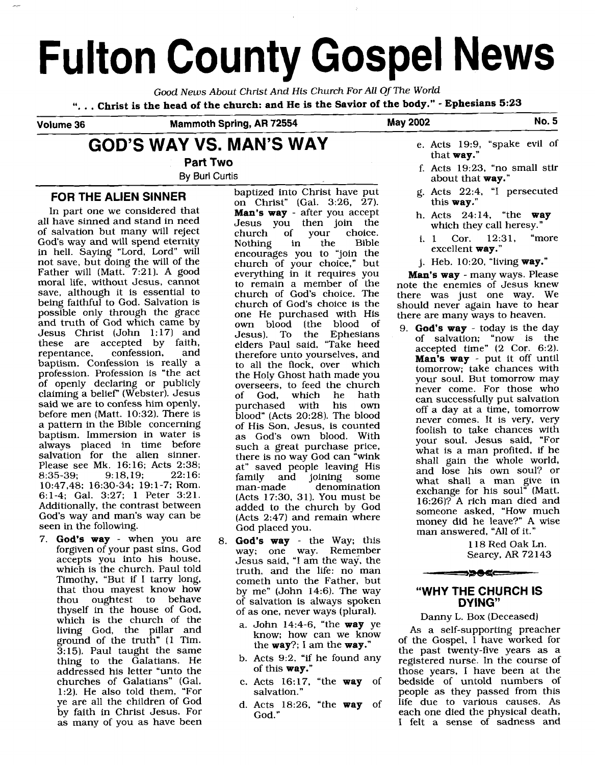# Fulton County Gospel News

*Good News About Christ And His Church For All Of The World*

**"... Christ is the head of the church: and He is the Savior of the body." - Ephesians 5:23**

**Volume 36** **Mammoth Spring, AR 72554** **May 2002** **No. 5**

## GOD'S WAY VS. MAN'S WAY

### Part Two

By Burl Curtis

### FOR THE ALIEN SINNER

In part one we considered that all have sinned and stand in need of salvation but many will reject God's way and will spend eternity in hell. Saying "Lord, Lord" will not save, but doing the will of the Father will (Matt. 7:21). A good moral life, without Jesus, cannot save, although it is essential to being faithful to God. Salvation is possible only through the grace and truth of God which came by Jesus Christ (John 1:17) and these are accepted by faith, repentance, confession, and baptism. Confession is really a profession. Profession is "the act of openly declaring or publicly claiming a belief" (Webster). Jesus said we are to confess him openly, before men (Matt. 10:32). There is a pattern in the Bible concerning baptism. Immersion in water is always placed in time before salvation for the alien sinner. Please see Mk. 16:16; Acts 2:38; 8:35-39; 9:18,19; 22:16: 10:47,48; 16:30-34; 19:1-7; Rom. 6:1-4; Gal. 3:27; 1 Peter 3:21. Additionally, the contrast between God's way and man's way can be seen in the following.

7. **God's way** - when you are forgiven of your past sins, God accepts you into his house, which is the church. Paul told Timothy, "But if I tarry long, that thou mayest know how thou oughtest to behave thyself in the house of God, which is the church of the living God, the pillar and ground of the truth" (1 Tim. 3:15). Paul taught the same thing to the Galatians. He addressed his letter "unto the churches of Galatians" (Gal. 1:2). He also told them, "For ye are all the children of God by faith in Christ Jesus. For as many of you as have been baptized into Christ have put on Christ" (Gal. 3:26, 27). **Man's way** - after you accept Jesus you then join the church of your choice. Nothing in the Bible encourages you to "join the church of your choice," but everything in it requires you to remain a member of the church of God's choice. The church of God's choice is the one He purchased with His own blood (the blood of Jesus). To the Ephesians elders Paul said, "Take heed therefore unto yourselves, and to all the flock, over which the Holy Ghost hath made you overseers, to feed the church of God, which he hath purchased with his own blood" (Acts 20:28). The blood of His Son, Jesus, is counted as God's own blood. With such a great purchase price, there is no way God can "wink at" saved people leaving His family and joining some man-made denomination (Acts 17:30, 31). You must be added to the church by God (Acts 2:47) and remain where God placed you.

8. **God's way** - the Way; this way; one way. Remember Jesus said, "I am the way, the truth, and the life: no man cometh unto the Father, but by me" (John 14:6). The way of salvation is always spoken of as one, never ways (plural).
   a. John 14:4-6, "the **way** ye know; how can we know the **way**?; I am the **way**."
   b. Acts 9:2, "if he found any of this **way**."
   c. Acts 16:17, "the **way** of salvation."
   d. Acts 18:26, "the **way** of God."
   e. Acts 19:9, "spake evil of that **way**."
   f. Acts 19:23, "no small stir about that **way**."
   g. Acts 22:4, "I persecuted this **way**."
   h. Acts 24:14, "the **way** which they call heresy."
   i. 1 Cor. 12:31, "more excellent **way**."
   j. Heb. 10:20, "living **way**."

   **Man's way** - many ways. Please note the enemies of Jesus knew there was just one way. We should never again have to hear there are many ways to heaven.

9. **God's way** - today is the day of salvation; "now is the accepted time" (2 Cor. 6:2). **Man's way** - put it off until tomorrow; take chances with your soul. But tomorrow may never come. For those who can successfully put salvation off a day at a time, tomorrow never comes. It is very, very foolish to take chances with your soul. Jesus said, "For what is a man profited, if he shall gain the whole world, and lose his own soul? or what shall a man give in exchange for his soul" (Matt. 16:26)? A rich man died and someone asked, "How much money did he leave?" A wise man answered, "All of it."

118 Red Oak Ln.
Searcy, AR 72143

## "WHY THE CHURCH IS DYING"

Danny L. Box (Deceased)

As a self-supporting preacher of the Gospel, I have worked for the past twenty-five years as a registered nurse. In the course of those years, I have been at the bedside of untold numbers of people as they passed from this life due to various causes. As each one died the physical death, I felt a sense of sadness and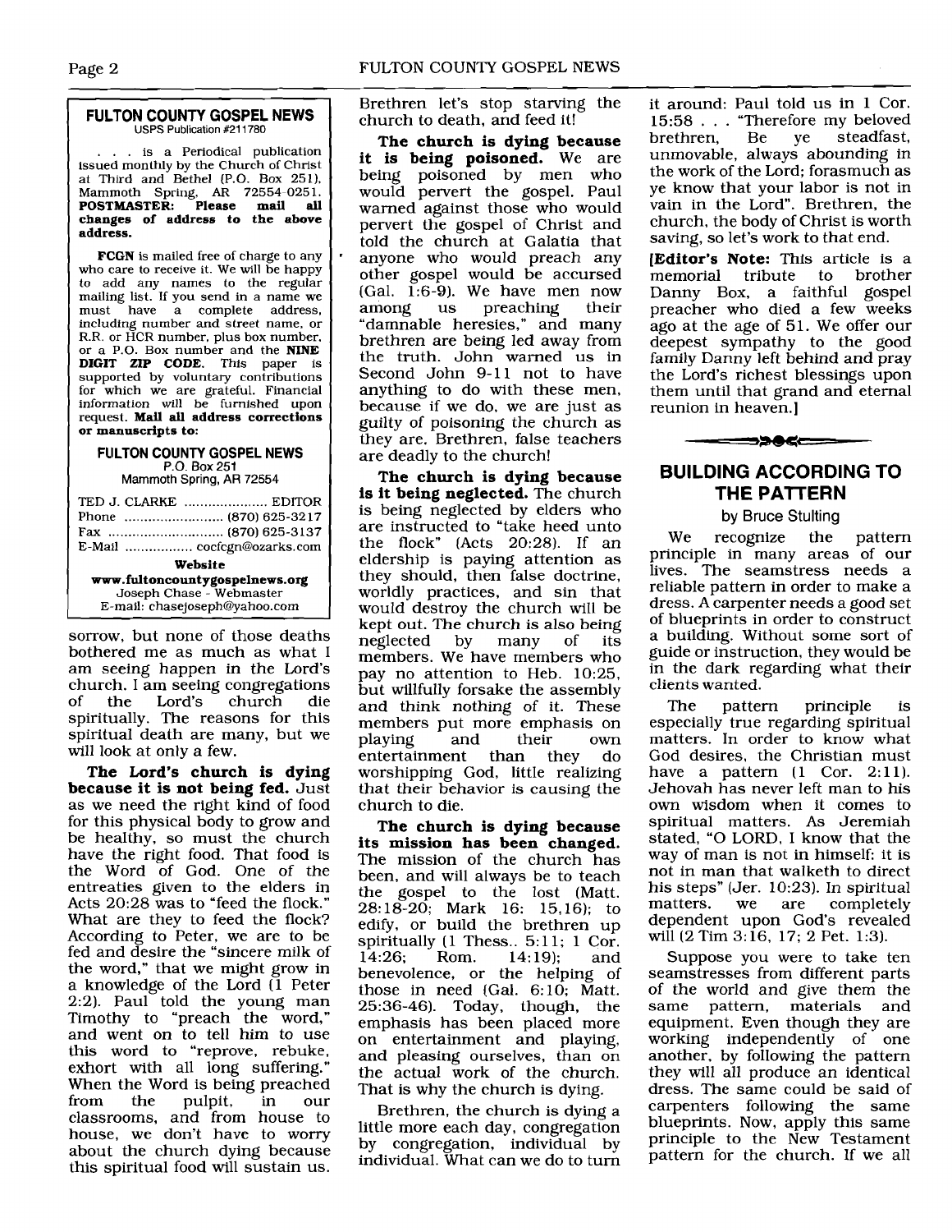**FULTON COUNTY GOSPEL NEWS**
USPS Publication #211780

. . . is a Periodical publication issued monthly by the Church of Christ at Third and Bethel (P.O. Box 251), Mammoth Spring, AR 72554-0251. **POSTMASTER: Please mail all changes of address to the above address.**

**FCGN** is mailed free of charge to any who care to receive it. We will be happy to add any names to the regular mailing list. If you send in a name we must have a complete address, including number and street name, or R.R. or HCR number, plus box number, or a P.O. Box number and the **NINE DIGIT ZIP CODE**. This paper is supported by voluntary contributions for which we are grateful. Financial information will be furnished upon request. **Mail all address corrections or manuscripts to:**

**FULTON COUNTY GOSPEL NEWS**
P.O. Box 251
Mammoth Spring, AR 72554

TED J. CLARKE .................... EDITOR
Phone ......................... (870) 625-3217
Fax ............................ (870) 625-3137
E-Mail ................ cocfcgn@ozarks.com

**Website**
**www.fultoncountygospelnews.org**
Joseph Chase - Webmaster
E-mail: chasejoseph@yahoo.com

sorrow, but none of those deaths bothered me as much as what I am seeing happen in the Lord's church. I am seeing congregations of the Lord's church die spiritually. The reasons for this spiritual death are many, but we will look at only a few.

**The Lord's church is dying because it is not being fed.** Just as we need the right kind of food for this physical body to grow and be healthy, so must the church have the right food. That food is the Word of God. One of the entreaties given to the elders in Acts 20:28 was to "feed the flock." What are they to feed the flock? According to Peter, we are to be fed and desire the "sincere milk of the word," that we might grow in a knowledge of the Lord (1 Peter 2:2). Paul told the young man Timothy to "preach the word," and went on to tell him to use this word to "reprove, rebuke, exhort with all long suffering." When the Word is being preached from the pulpit, in our classrooms, and from house to house, we don't have to worry about the church dying because this spiritual food will sustain us. Brethren let's stop starving the church to death, and feed it!

**The church is dying because it is being poisoned.** We are being poisoned by men who would pervert the gospel. Paul warned against those who would pervert the gospel of Christ and told the church at Galatia that anyone who would preach any other gospel would be accursed (Gal. 1:6-9). We have men now among us preaching their "damnable heresies," and many brethren are being led away from the truth. John warned us in Second John 9-11 not to have anything to do with these men, because if we do, we are just as guilty of poisoning the church as they are. Brethren, false teachers are deadly to the church!

**The church is dying because is it being neglected.** The church is being neglected by elders who are instructed to "take heed unto the flock" (Acts 20:28). If an eldership is paying attention as they should, then false doctrine, worldly practices, and sin that would destroy the church will be kept out. The church is also being neglected by many of its members. We have members who pay no attention to Heb. 10:25, but willfully forsake the assembly and think nothing of it. These members put more emphasis on playing and their own entertainment than they do worshipping God, little realizing that their behavior is causing the church to die.

**The church is dying because its mission has been changed.** The mission of the church has been, and will always be to teach the gospel to the lost (Matt. 28:18-20; Mark 16: 15,16); to edify, or build the brethren up spiritually (1 Thess.. 5:11; 1 Cor. 14:26; Rom. 14:19); and benevolence, or the helping of those in need (Gal. 6:10; Matt. 25:36-46). Today, though, the emphasis has been placed more on entertainment and playing, and pleasing ourselves, than on the actual work of the church. That is why the church is dying.

Brethren, the church is dying a little more each day, congregation by congregation, individual by individual. What can we do to turn it around: Paul told us in 1 Cor. 15:58 . . . "Therefore my beloved brethren, Be ye steadfast, unmovable, always abounding in the work of the Lord; forasmuch as ye know that your labor is not in vain in the Lord". Brethren, the church, the body of Christ is worth saving, so let's work to that end.

[**Editor's Note:** This article is a memorial tribute to brother Danny Box, a faithful gospel preacher who died a few weeks ago at the age of 51. We offer our deepest sympathy to the good family Danny left behind and pray the Lord's richest blessings upon them until that grand and eternal reunion in heaven.]

## BUILDING ACCORDING TO THE PATTERN

by Bruce Stulting

We recognize the pattern principle in many areas of our lives. The seamstress needs a reliable pattern in order to make a dress. A carpenter needs a good set of blueprints in order to construct a building. Without some sort of guide or instruction, they would be in the dark regarding what their clients wanted.

The pattern principle is especially true regarding spiritual matters. In order to know what God desires, the Christian must have a pattern (1 Cor. 2:11). Jehovah has never left man to his own wisdom when it comes to spiritual matters. As Jeremiah stated, "O LORD, I know that the way of man is not in himself: it is not in man that walketh to direct his steps" (Jer. 10:23). In spiritual matters, we are completely dependent upon God's revealed will (2 Tim 3:16, 17; 2 Pet. 1:3).

Suppose you were to take ten seamstresses from different parts of the world and give them the same pattern, materials and equipment. Even though they are working independently of one another, by following the pattern they will all produce an identical dress. The same could be said of carpenters following the same blueprints. Now, apply this same principle to the New Testament pattern for the church. If we all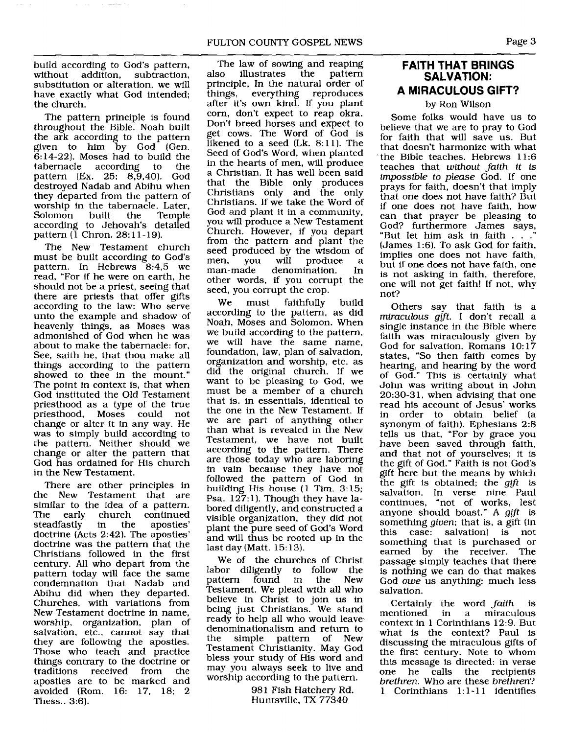build according to God's pattern, without addition, subtraction, substitution or alteration, we will have exactly what God intended; the church.

The pattern principle is found throughout the Bible. Noah built the ark according to the pattern given to him by God (Gen. 6:14-22). Moses had to build the tabernacle according to the pattern (Ex. 25: 8,9,40). God destroyed Nadab and Abihu when they departed from the pattern of worship in the tabernacle. Later, Solomon built the Temple according to Jehovah's detailed pattern (1 Chron. 28:11-19).

The New Testament church must be built according to God's pattern. In Hebrews 8:4,5 we read, "For if he were on earth, he should not be a priest, seeing that there are priests that offer gifts according to the law: Who serve unto the example and shadow of heavenly things, as Moses was admonished of God when he was about to make the tabernacle: for, See, saith he, that thou make all things according to the pattern showed to thee in the mount." The point in context is, that when God instituted the Old Testament priesthood as a type of the true priesthood, Moses could not change or alter it in any way. He was to simply build according to the pattern. Neither should we change or alter the pattern that God has ordained for His church in the New Testament.

There are other principles in the New Testament that are similar to the idea of a pattern. The early church continued steadfastly in the apostles' doctrine (Acts 2:42). The apostles' doctrine was the pattern that the Christians followed in the first century. All who depart from the pattern today will face the same condemnation that Nadab and Abihu did when they departed. Churches, with variations from New Testament doctrine in name, worship, organization, plan of salvation, etc., cannot say that they are following the apostles. Those who teach and practice things contrary to the doctrine or traditions received from the apostles are to be marked and avoided (Rom. 16: 17, 18; 2 Thess.. 3:6).

The law of sowing and reaping also illustrates the pattern principle, In the natural order of things, everything reproduces after it's own kind. If you plant corn, don't expect to reap okra. Don't breed horses and expect to get cows. The Word of God is likened to a seed (Lk. 8:11). The Seed of God's Word, when planted in the hearts of men, will produce a Christian. It has well been said that the Bible only produces Christians only and the only Christians. If we take the Word of God and plant it in a community, you will produce a New Testament Church. However, if you depart from the pattern and plant the seed produced by the wisdom of men, you will produce a man-made denomination. In other words, if you corrupt the seed, you corrupt the crop.

We must faithfully build according to the pattern, as did Noah, Moses and Solomon. When we build according to the pattern, we will have the same name, foundation, law, plan of salvation, organization and worship, etc. as did the original church. If we want to be pleasing to God, we must be a member of a church that is, in essentials, identical to the one in the New Testament. If we are part of anything other than what is revealed in the New Testament, we have not built according to the pattern. There are those today who are laboring in vain because they have not followed the pattern of God in building His house (1 Tim. 3:15; Psa. 127:1). Though they have labored diligently, and constructed a visible organization, they did not plant the pure seed of God's Word and will thus be rooted up in the last day (Matt. 15:13).

We of the churches of Christ labor diligently to follow the pattern found in the New Testament. We plead with all who believe in Christ to join us in being just Christians. We stand ready to help all who would leave denominationalism and return to the simple pattern of New Testament Christianity. May God bless your study of His word and may you always seek to live and worship according to the pattern.

981 Fish Hatchery Rd.
Huntsville, TX 77340

## FAITH THAT BRINGS SALVATION: A MIRACULOUS GIFT?

by Ron Wilson

Some folks would have us to believe that we are to pray to God for faith that will save us. But that doesn't harmonize with what the Bible teaches. Hebrews 11:6 teaches that *without faith it is impossible to please* God. If one prays for faith, doesn't that imply that one does not have faith? But if one does not have faith, how can that prayer be pleasing to God? furthermore James says, "But let him ask in faith . . ." (James 1:6). To ask God for faith, implies one does not have faith, but if one does not have faith, one is not asking in faith, therefore, one will not get faith! If not, why not?

Others say that faith is a *miraculous gift*. I don't recall a single instance in the Bible where faith was miraculously given by God for salvation. Romans 10:17 states, "So then faith comes by hearing, and hearing by the word of God." This is certainly what John was writing about in John 20:30-31, when advising that one read his account of Jesus' works in order to obtain belief (a synonym of faith). Ephesians 2:8 tells us that, "For by grace you have been saved through faith, and that not of yourselves; it is the gift of God." Faith is not God's gift here but the means by which the gift is obtained; the *gift* is salvation. In verse nine Paul continues, "not of works, lest anyone should boast." A *gift* is something *given*; that is, a gift (in this case: salvation) is not something that is purchased or earned by the receiver. The passage simply teaches that there is nothing we can do that makes God *owe* us anything: much less salvation.

Certainly the word *faith* is mentioned in a miraculous context in 1 Corinthians 12:9. But what is the context? Paul is discussing the miraculous gifts of the first century. Note to whom this message is directed: in verse one he calls the recipients *brethren*. Who are these *brethren*? 1 Corinthians 1:1-11 identifies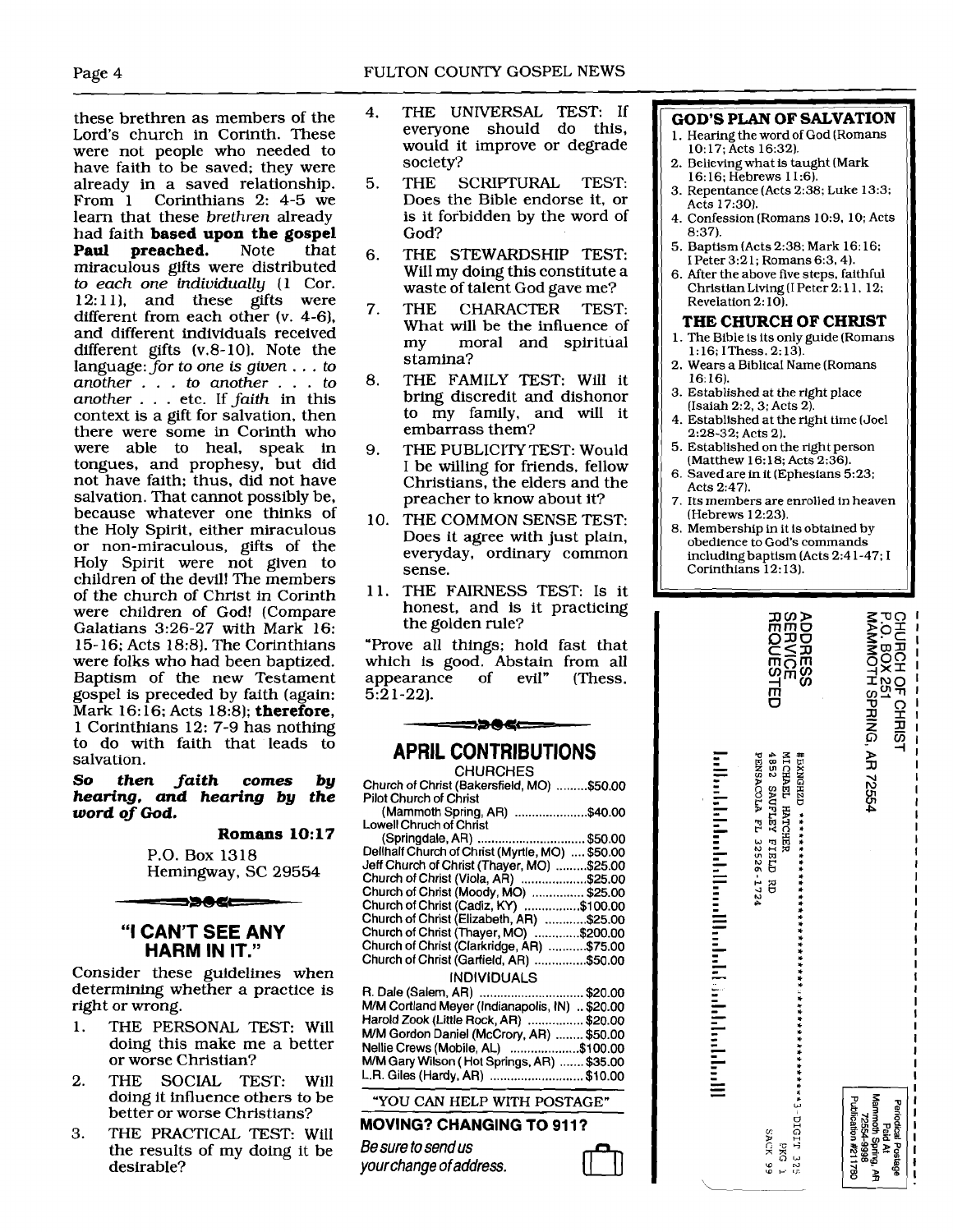these brethren as members of the Lord's church in Corinth. These were not people who needed to have faith to be saved; they were already in a saved relationship. From 1 Corinthians 2: 4-5 we learn that these *brethren* already had faith **based upon the gospel Paul preached.** Note that miraculous gifts were distributed *to each one individually* (1 Cor. 12:11), and these gifts were different from each other (v. 4-6), and different individuals received different gifts (v.8-10). Note the language: *for to one is given . . . to another . . . to another . . . to another . . .* etc. If *faith* in this context is a gift for salvation, then there were some in Corinth who were able to heal, speak in tongues, and prophesy, but did not have faith; thus, did not have salvation. That cannot possibly be, because whatever one thinks of the Holy Spirit, either miraculous or non-miraculous, gifts of the Holy Spirit were not given to children of the devil! The members of the church of Christ in Corinth were children of God! (Compare Galatians 3:26-27 with Mark 16: 15-16; Acts 18:8). The Corinthians were folks who had been baptized. Baptism of the new Testament gospel is preceded by faith (again: Mark 16:16; Acts 18:8); **therefore,** 1 Corinthians 12: 7-9 has nothing to do with faith that leads to salvation.

***So then faith comes by hearing, and hearing by the word of God.***

**Romans 10:17**

P.O. Box 1318
Hemingway, SC 29554

## "I CAN'T SEE ANY HARM IN IT."

Consider these guidelines when determining whether a practice is right or wrong.

1. THE PERSONAL TEST: Will doing this make me a better or worse Christian?
2. THE SOCIAL TEST: Will doing it influence others to be better or worse Christians?
3. THE PRACTICAL TEST: Will the results of my doing it be desirable?
4. THE UNIVERSAL TEST: If everyone should do this, would it improve or degrade society?
5. THE SCRIPTURAL TEST: Does the Bible endorse it, or is it forbidden by the word of God?
6. THE STEWARDSHIP TEST: Will my doing this constitute a waste of talent God gave me?
7. THE CHARACTER TEST: What will be the influence of my moral and spiritual stamina?
8. THE FAMILY TEST: Will it bring discredit and dishonor to my family, and will it embarrass them?
9. THE PUBLICITY TEST: Would I be willing for friends, fellow Christians, the elders and the preacher to know about it?
10. THE COMMON SENSE TEST: Does it agree with just plain, everyday, ordinary common sense.
11. THE FAIRNESS TEST: Is it honest, and is it practicing the golden rule?

"Prove all things; hold fast that which is good. Abstain from all appearance of evil" (Thess. 5:21-22).

## APRIL CONTRIBUTIONS

CHURCHES

Church of Christ (Bakersfield, MO) .........$50.00
Pilot Church of Christ (Mammoth Spring, AR) .....................$40.00
Lowell Chruch of Christ (Springdale, AR) ...............................$50.00
Dellhalf Church of Christ (Myrtle, MO) ....$50.00
Jeff Church of Christ (Thayer, MO) .........$25.00
Church of Christ (Viola, AR) ...................$25.00
Church of Christ (Moody, MO) ...............$25.00
Church of Christ (Cadiz, KY) ................$100.00
Church of Christ (Elizabeth, AR) ............$25.00
Church of Christ (Thayer, MO) .............$200.00
Church of Christ (Clarkridge, AR) ...........$75.00
Church of Christ (Garfield, AR) ...............$50.00

INDIVIDUALS

R. Dale (Salem, AR) ..............................$20.00
M/M Cortland Meyer (Indianapolis, IN) ..$20.00
Harold Zook (Little Rock, AR) ................$20.00
M/M Gordon Daniel (McCrory, AR) ........$50.00
Nellie Crews (Mobile, AL) ....................$100.00
M/M Gary Wilson (Hot Springs, AR) .......$35.00
L.R. Giles (Hardy, AR) ...........................$10.00

"YOU CAN HELP WITH POSTAGE"

**MOVING? CHANGING TO 911?**

*Be sure to send us your change of address.*

### GOD'S PLAN OF SALVATION

1. Hearing the word of God (Romans 10:17; Acts 16:32).
2. Believing what is taught (Mark 16:16; Hebrews 11:6).
3. Repentance (Acts 2:38; Luke 13:3; Acts 17:30).
4. Confession (Romans 10:9, 10; Acts 8:37).
5. Baptism (Acts 2:38; Mark 16:16; I Peter 3:21; Romans 6:3, 4).
6. After the above five steps, faithful Christian Living (I Peter 2:11, 12; Revelation 2:10).

### THE CHURCH OF CHRIST

1. The Bible is its only guide (Romans 1:16; I Thess. 2:13).
2. Wears a Biblical Name (Romans 16:16).
3. Established at the right place (Isaiah 2:2, 3; Acts 2).
4. Established at the right time (Joel 2:28-32; Acts 2).
5. Established on the right person (Matthew 16:18; Acts 2:36).
6. Saved are in it (Ephesians 5:23; Acts 2:47).
7. Its members are enrolled in heaven (Hebrews 12:23).
8. Membership in it is obtained by obedience to God's commands including baptism (Acts 2:41-47; I Corinthians 12:13).

CHURCH OF CHRIST
P.O. BOX 251
MAMMOTH SPRING, AR 72554

ADDRESS SERVICE REQUESTED

Periodical Postage Paid At Mammoth Spring, AR 72554-9998 Publication #21780

#EXKNGHZD ******************************3-DIGIT 325
MICHAEL HATCHER
4852 SAUFLEY FIELD RD
PENSACOLA FL 32526-1724
PKG 1
SACK 99